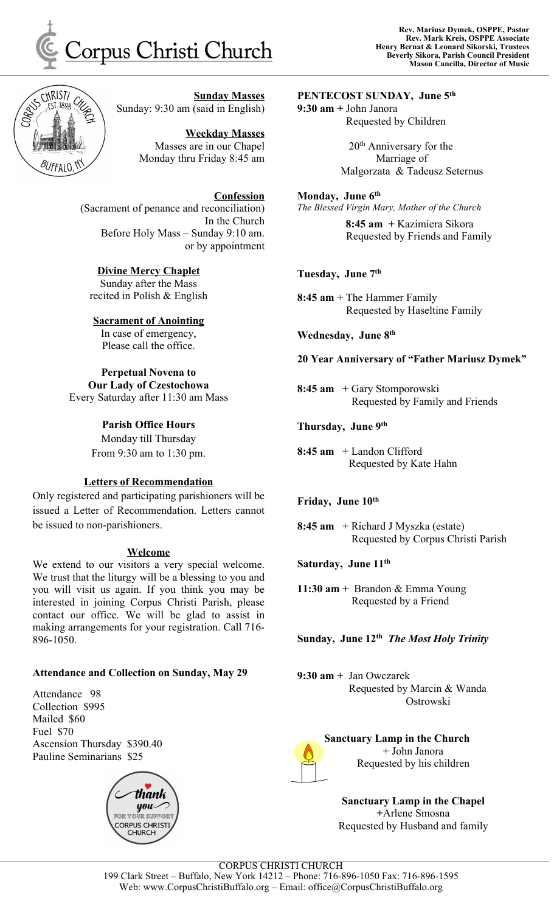# Corpus Christi Church

**Rev. Mariusz Dymek, OSPPE, Pastor**
**Rev. Mark Kreis, OSPPE Associate**
**Henry Bernat & Leonard Sikorski, Trustees**
**Beverly Sikora, Parish Council President**
**Mason Cancilla, Director of Music**

**Sunday Masses**
Sunday: 9:30 am (said in English)

**Weekday Masses**
Masses are in our Chapel
Monday thru Friday 8:45 am

**Confession**
(Sacrament of penance and reconciliation)
In the Church
Before Holy Mass – Sunday 9:10 am.
or by appointment

**Divine Mercy Chaplet**
Sunday after the Mass
recited in Polish & English

**Sacrament of Anointing**
In case of emergency,
Please call the office.

**Perpetual Novena to Our Lady of Czestochowa**
Every Saturday after 11:30 am Mass

**Parish Office Hours**
Monday till Thursday
From 9:30 am to 1:30 pm.

**Letters of Recommendation**

Only registered and participating parishioners will be issued a Letter of Recommendation. Letters cannot be issued to non-parishioners.

**Welcome**

We extend to our visitors a very special welcome. We trust that the liturgy will be a blessing to you and you will visit us again. If you think you may be interested in joining Corpus Christi Parish, please contact our office. We will be glad to assist in making arrangements for your registration. Call 716-896-1050.

**Attendance and Collection on Sunday, May 29**

Attendance 98
Collection $995
Mailed $60
Fuel $70
Ascension Thursday $390.40
Pauline Seminarians $25

**PENTECOST SUNDAY, June 5th**

**9:30 am** + John Janora
Requested by Children

20th Anniversary for the Marriage of
Malgorzata & Tadeusz Seternus

**Monday, June 6th**
*The Blessed Virgin Mary, Mother of the Church*

**8:45 am** + Kazimiera Sikora
Requested by Friends and Family

**Tuesday, June 7th**

**8:45 am** + The Hammer Family
Requested by Haseltine Family

**Wednesday, June 8th**

**20 Year Anniversary of "Father Mariusz Dymek"**

**8:45 am** + Gary Stomporowski
Requested by Family and Friends

**Thursday, June 9th**

**8:45 am** + Landon Clifford
Requested by Kate Hahn

**Friday, June 10th**

**8:45 am** + Richard J Myszka (estate)
Requested by Corpus Christi Parish

**Saturday, June 11th**

**11:30 am** + Brandon & Emma Young
Requested by a Friend

**Sunday, June 12th** ***The Most Holy Trinity***

**9:30 am** + Jan Owczarek
Requested by Marcin & Wanda Ostrowski

**Sanctuary Lamp in the Church**
+ John Janora
Requested by his children

**Sanctuary Lamp in the Chapel**
+Arlene Smosna
Requested by Husband and family

CORPUS CHRISTI CHURCH
199 Clark Street – Buffalo, New York 14212 – Phone: 716-896-1050 Fax: 716-896-1595
Web: www.CorpusChristiBuffalo.org – Email: office@CorpusChristiBuffalo.org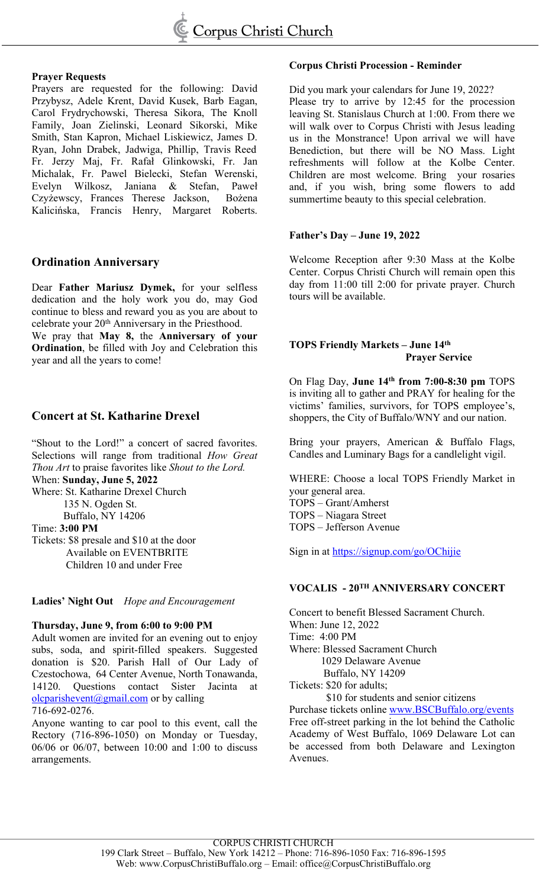### Prayer Requests

Prayers are requested for the following: David Przybysz, Adele Krent, David Kusek, Barb Eagan, Carol Frydrychowski, Theresa Sikora, The Knoll Family, Joan Zielinski, Leonard Sikorski, Mike Smith, Stan Kapron, Michael Liskiewicz, James D. Ryan, John Drabek, Jadwiga, Phillip, Travis Reed Fr. Jerzy Maj, Fr. Rafał Glinkowski, Fr. Jan Michalak, Fr. Pawel Bielecki, Stefan Werenski, Evelyn Wilkosz, Janiana & Stefan, Paweł Czyżewscy, Frances Therese Jackson, Bożena Kalicińska, Francis Henry, Margaret Roberts.

## Ordination Anniversary

Dear **Father Mariusz Dymek,** for your selfless dedication and the holy work you do, may God continue to bless and reward you as you are about to celebrate your 20th Anniversary in the Priesthood.

We pray that **May 8,** the **Anniversary of your Ordination**, be filled with Joy and Celebration this year and all the years to come!

## Concert at St. Katharine Drexel

"Shout to the Lord!" a concert of sacred favorites. Selections will range from traditional *How Great Thou Art* to praise favorites like *Shout to the Lord.*

When: **Sunday, June 5, 2022**

Where: St. Katharine Drexel Church
135 N. Ogden St.
Buffalo, NY 14206

Time: **3:00 PM**

Tickets: $8 presale and $10 at the door
Available on EVENTBRITE
Children 10 and under Free

### Ladies' Night Out *Hope and Encouragement*

**Thursday, June 9, from 6:00 to 9:00 PM**

Adult women are invited for an evening out to enjoy subs, soda, and spirit-filled speakers. Suggested donation is $20. Parish Hall of Our Lady of Czestochowa, 64 Center Avenue, North Tonawanda, 14120. Questions contact Sister Jacinta at olcparishevent@gmail.com or by calling 716-692-0276.

Anyone wanting to car pool to this event, call the Rectory (716-896-1050) on Monday or Tuesday, 06/06 or 06/07, between 10:00 and 1:00 to discuss arrangements.

### Corpus Christi Procession - Reminder

Did you mark your calendars for June 19, 2022?

Please try to arrive by 12:45 for the procession leaving St. Stanislaus Church at 1:00. From there we will walk over to Corpus Christi with Jesus leading us in the Monstrance! Upon arrival we will have Benediction, but there will be NO Mass. Light refreshments will follow at the Kolbe Center. Children are most welcome. Bring your rosaries and, if you wish, bring some flowers to add summertime beauty to this special celebration.

### Father's Day – June 19, 2022

Welcome Reception after 9:30 Mass at the Kolbe Center. Corpus Christi Church will remain open this day from 11:00 till 2:00 for private prayer. Church tours will be available.

### TOPS Friendly Markets – June 14th Prayer Service

On Flag Day, **June 14th from 7:00-8:30 pm** TOPS is inviting all to gather and PRAY for healing for the victims' families, survivors, for TOPS employee's, shoppers, the City of Buffalo/WNY and our nation.

Bring your prayers, American & Buffalo Flags, Candles and Luminary Bags for a candlelight vigil.

WHERE: Choose a local TOPS Friendly Market in your general area.
TOPS – Grant/Amherst
TOPS – Niagara Street
TOPS – Jefferson Avenue

Sign in at https://signup.com/go/OChijie

### VOCALIS - 20TH ANNIVERSARY CONCERT

Concert to benefit Blessed Sacrament Church.
When: June 12, 2022
Time: 4:00 PM
Where: Blessed Sacrament Church
1029 Delaware Avenue
Buffalo, NY 14209
Tickets: $20 for adults;
$10 for students and senior citizens
Purchase tickets online www.BSCBuffalo.org/events
Free off-street parking in the lot behind the Catholic Academy of West Buffalo, 1069 Delaware Lot can be accessed from both Delaware and Lexington Avenues.